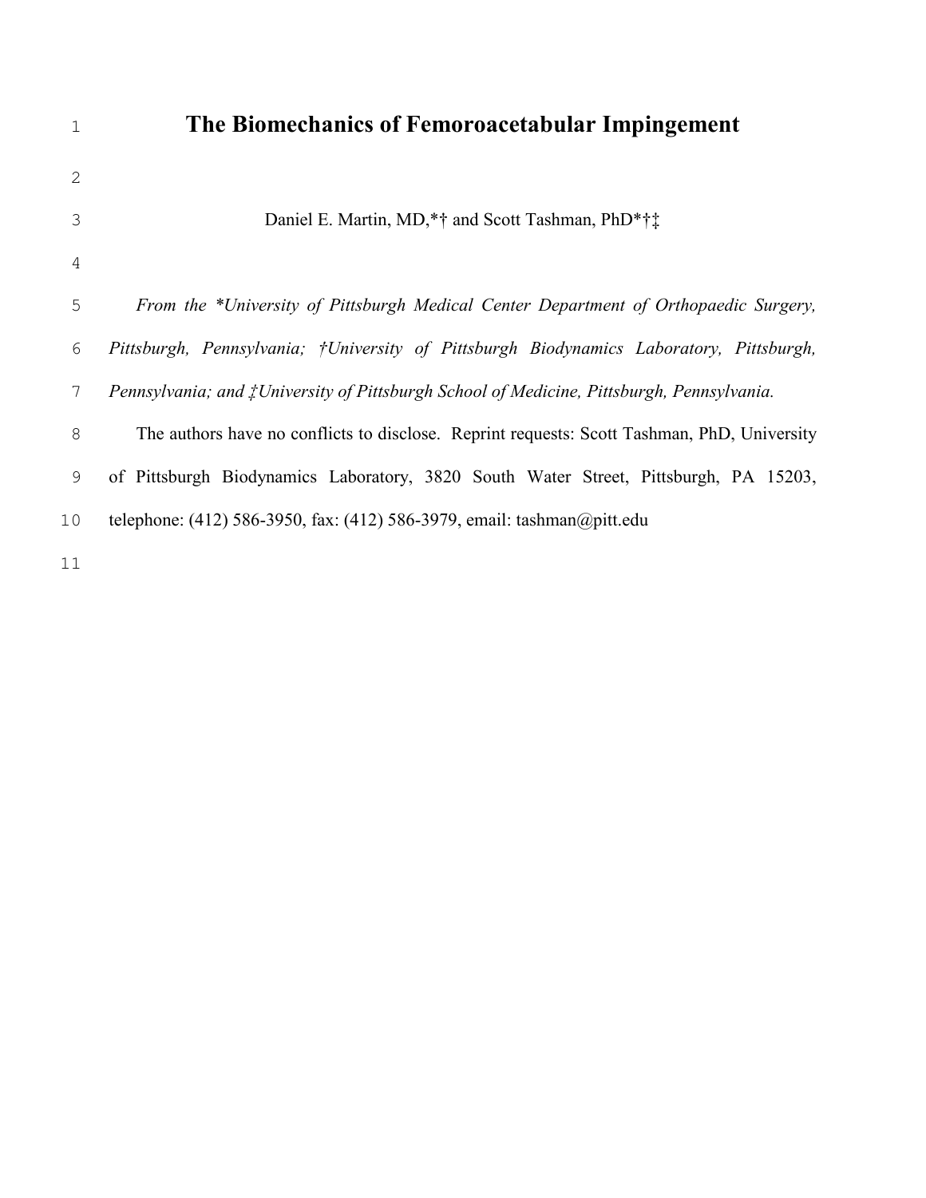# The Biomechanics of Femoroacetabular Impingement

Daniel E. Martin, MD,*† and Scott Tashman, PhD*†‡

*From the *University of Pittsburgh Medical Center Department of Orthopaedic Surgery, Pittsburgh, Pennsylvania; †University of Pittsburgh Biodynamics Laboratory, Pittsburgh, Pennsylvania; and ‡University of Pittsburgh School of Medicine, Pittsburgh, Pennsylvania.*

The authors have no conflicts to disclose. Reprint requests: Scott Tashman, PhD, University of Pittsburgh Biodynamics Laboratory, 3820 South Water Street, Pittsburgh, PA 15203, telephone: (412) 586-3950, fax: (412) 586-3979, email: tashman@pitt.edu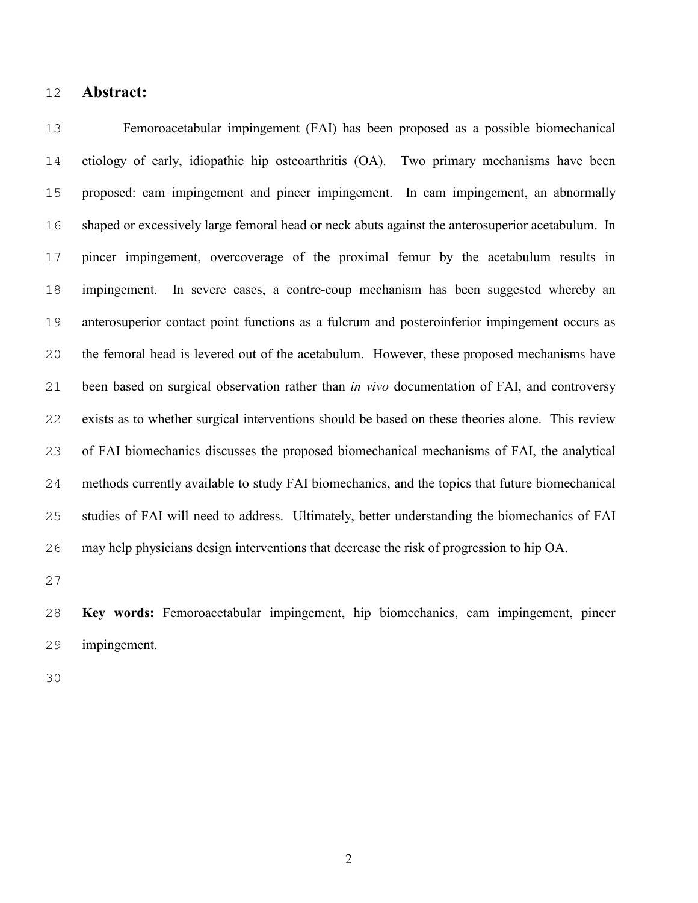## Abstract:

Femoroacetabular impingement (FAI) has been proposed as a possible biomechanical etiology of early, idiopathic hip osteoarthritis (OA). Two primary mechanisms have been proposed: cam impingement and pincer impingement. In cam impingement, an abnormally shaped or excessively large femoral head or neck abuts against the anterosuperior acetabulum. In pincer impingement, overcoverage of the proximal femur by the acetabulum results in impingement. In severe cases, a contre-coup mechanism has been suggested whereby an anterosuperior contact point functions as a fulcrum and posteroinferior impingement occurs as the femoral head is levered out of the acetabulum. However, these proposed mechanisms have been based on surgical observation rather than *in vivo* documentation of FAI, and controversy exists as to whether surgical interventions should be based on these theories alone. This review of FAI biomechanics discusses the proposed biomechanical mechanisms of FAI, the analytical methods currently available to study FAI biomechanics, and the topics that future biomechanical studies of FAI will need to address. Ultimately, better understanding the biomechanics of FAI may help physicians design interventions that decrease the risk of progression to hip OA.

**Key words:** Femoroacetabular impingement, hip biomechanics, cam impingement, pincer impingement.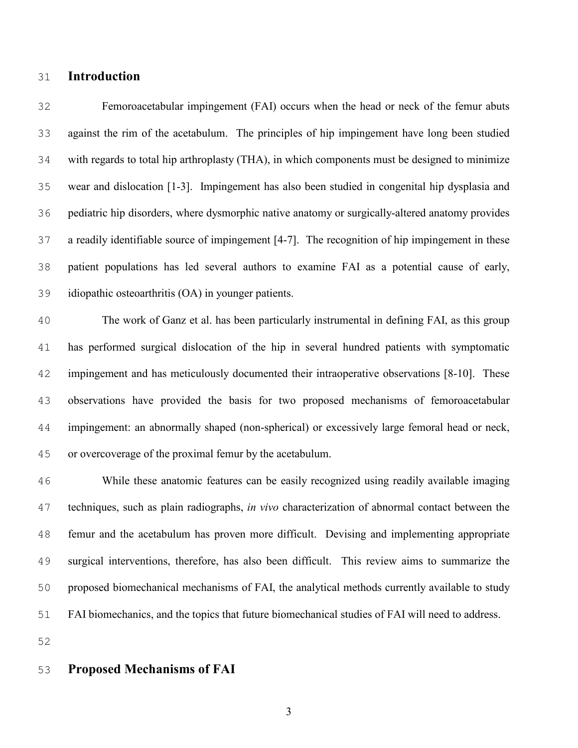## Introduction

Femoroacetabular impingement (FAI) occurs when the head or neck of the femur abuts against the rim of the acetabulum. The principles of hip impingement have long been studied with regards to total hip arthroplasty (THA), in which components must be designed to minimize wear and dislocation [1-3]. Impingement has also been studied in congenital hip dysplasia and pediatric hip disorders, where dysmorphic native anatomy or surgically-altered anatomy provides a readily identifiable source of impingement [4-7]. The recognition of hip impingement in these patient populations has led several authors to examine FAI as a potential cause of early, idiopathic osteoarthritis (OA) in younger patients.

The work of Ganz et al. has been particularly instrumental in defining FAI, as this group has performed surgical dislocation of the hip in several hundred patients with symptomatic impingement and has meticulously documented their intraoperative observations [8-10]. These observations have provided the basis for two proposed mechanisms of femoroacetabular impingement: an abnormally shaped (non-spherical) or excessively large femoral head or neck, or overcoverage of the proximal femur by the acetabulum.

While these anatomic features can be easily recognized using readily available imaging techniques, such as plain radiographs, *in vivo* characterization of abnormal contact between the femur and the acetabulum has proven more difficult. Devising and implementing appropriate surgical interventions, therefore, has also been difficult. This review aims to summarize the proposed biomechanical mechanisms of FAI, the analytical methods currently available to study FAI biomechanics, and the topics that future biomechanical studies of FAI will need to address.

## Proposed Mechanisms of FAI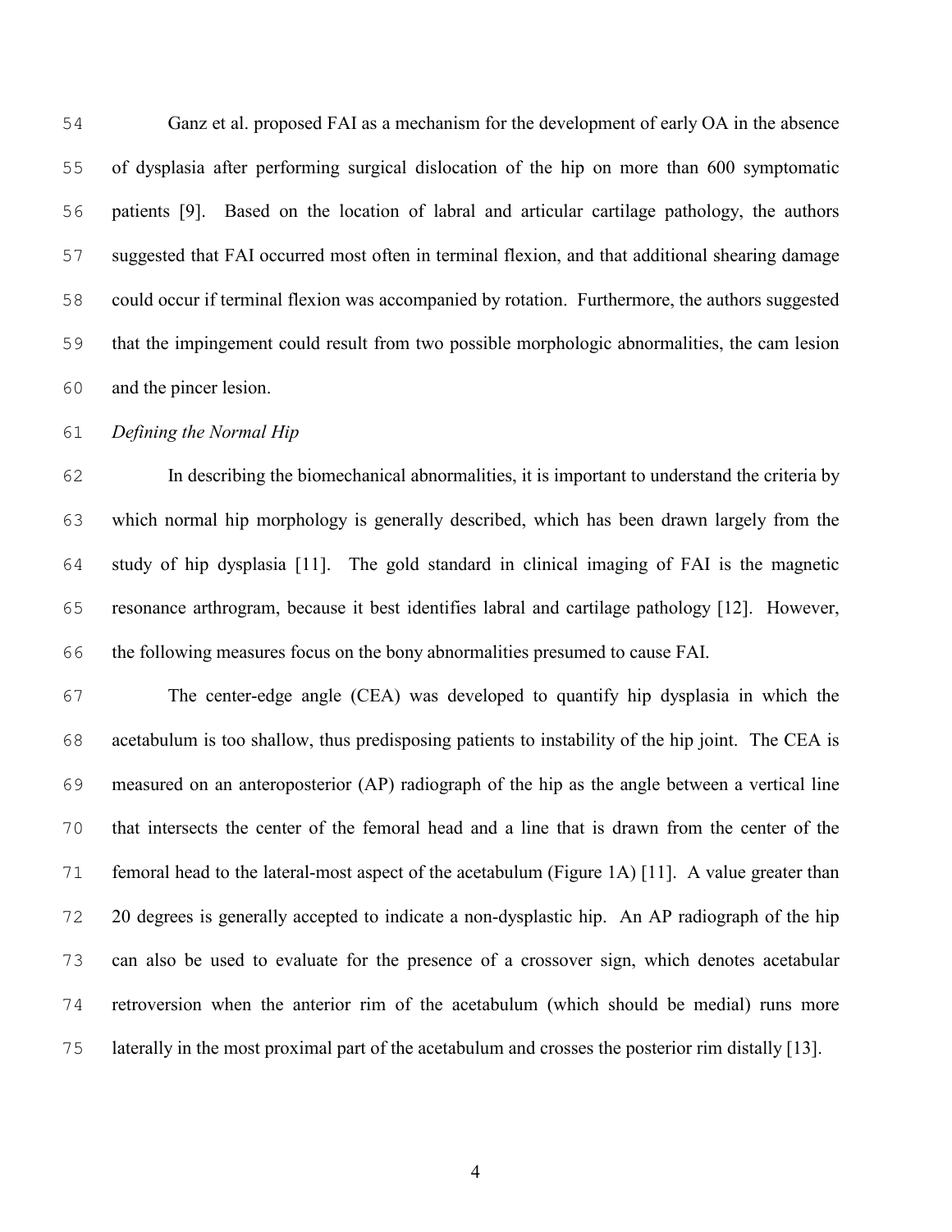Ganz et al. proposed FAI as a mechanism for the development of early OA in the absence of dysplasia after performing surgical dislocation of the hip on more than 600 symptomatic patients [9]. Based on the location of labral and articular cartilage pathology, the authors suggested that FAI occurred most often in terminal flexion, and that additional shearing damage could occur if terminal flexion was accompanied by rotation. Furthermore, the authors suggested that the impingement could result from two possible morphologic abnormalities, the cam lesion and the pincer lesion.

*Defining the Normal Hip*

In describing the biomechanical abnormalities, it is important to understand the criteria by which normal hip morphology is generally described, which has been drawn largely from the study of hip dysplasia [11]. The gold standard in clinical imaging of FAI is the magnetic resonance arthrogram, because it best identifies labral and cartilage pathology [12]. However, the following measures focus on the bony abnormalities presumed to cause FAI.

The center-edge angle (CEA) was developed to quantify hip dysplasia in which the acetabulum is too shallow, thus predisposing patients to instability of the hip joint. The CEA is measured on an anteroposterior (AP) radiograph of the hip as the angle between a vertical line that intersects the center of the femoral head and a line that is drawn from the center of the femoral head to the lateral-most aspect of the acetabulum (Figure 1A) [11]. A value greater than 20 degrees is generally accepted to indicate a non-dysplastic hip. An AP radiograph of the hip can also be used to evaluate for the presence of a crossover sign, which denotes acetabular retroversion when the anterior rim of the acetabulum (which should be medial) runs more laterally in the most proximal part of the acetabulum and crosses the posterior rim distally [13].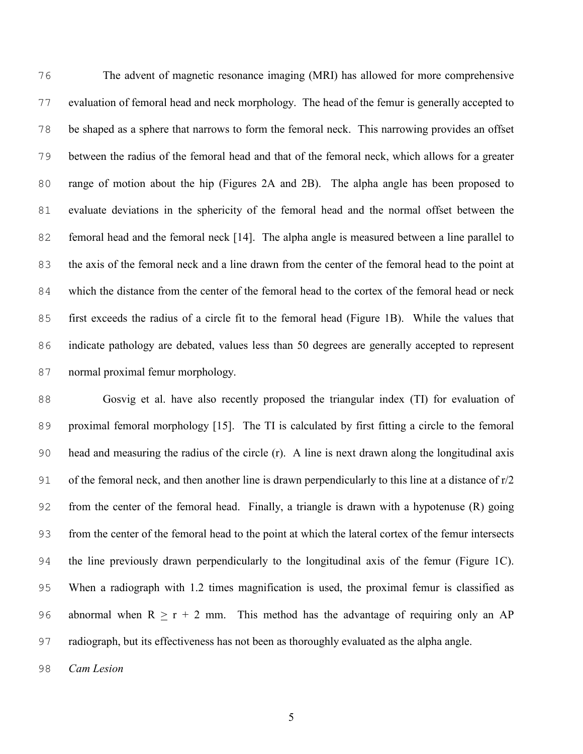The advent of magnetic resonance imaging (MRI) has allowed for more comprehensive evaluation of femoral head and neck morphology. The head of the femur is generally accepted to be shaped as a sphere that narrows to form the femoral neck. This narrowing provides an offset between the radius of the femoral head and that of the femoral neck, which allows for a greater range of motion about the hip (Figures 2A and 2B). The alpha angle has been proposed to evaluate deviations in the sphericity of the femoral head and the normal offset between the femoral head and the femoral neck [14]. The alpha angle is measured between a line parallel to the axis of the femoral neck and a line drawn from the center of the femoral head to the point at which the distance from the center of the femoral head to the cortex of the femoral head or neck first exceeds the radius of a circle fit to the femoral head (Figure 1B). While the values that indicate pathology are debated, values less than 50 degrees are generally accepted to represent normal proximal femur morphology.

Gosvig et al. have also recently proposed the triangular index (TI) for evaluation of proximal femoral morphology [15]. The TI is calculated by first fitting a circle to the femoral head and measuring the radius of the circle (r). A line is next drawn along the longitudinal axis of the femoral neck, and then another line is drawn perpendicularly to this line at a distance of r/2 from the center of the femoral head. Finally, a triangle is drawn with a hypotenuse (R) going from the center of the femoral head to the point at which the lateral cortex of the femur intersects the line previously drawn perpendicularly to the longitudinal axis of the femur (Figure 1C). When a radiograph with 1.2 times magnification is used, the proximal femur is classified as abnormal when $R \geq r + 2$ mm. This method has the advantage of requiring only an AP radiograph, but its effectiveness has not been as thoroughly evaluated as the alpha angle.

*Cam Lesion*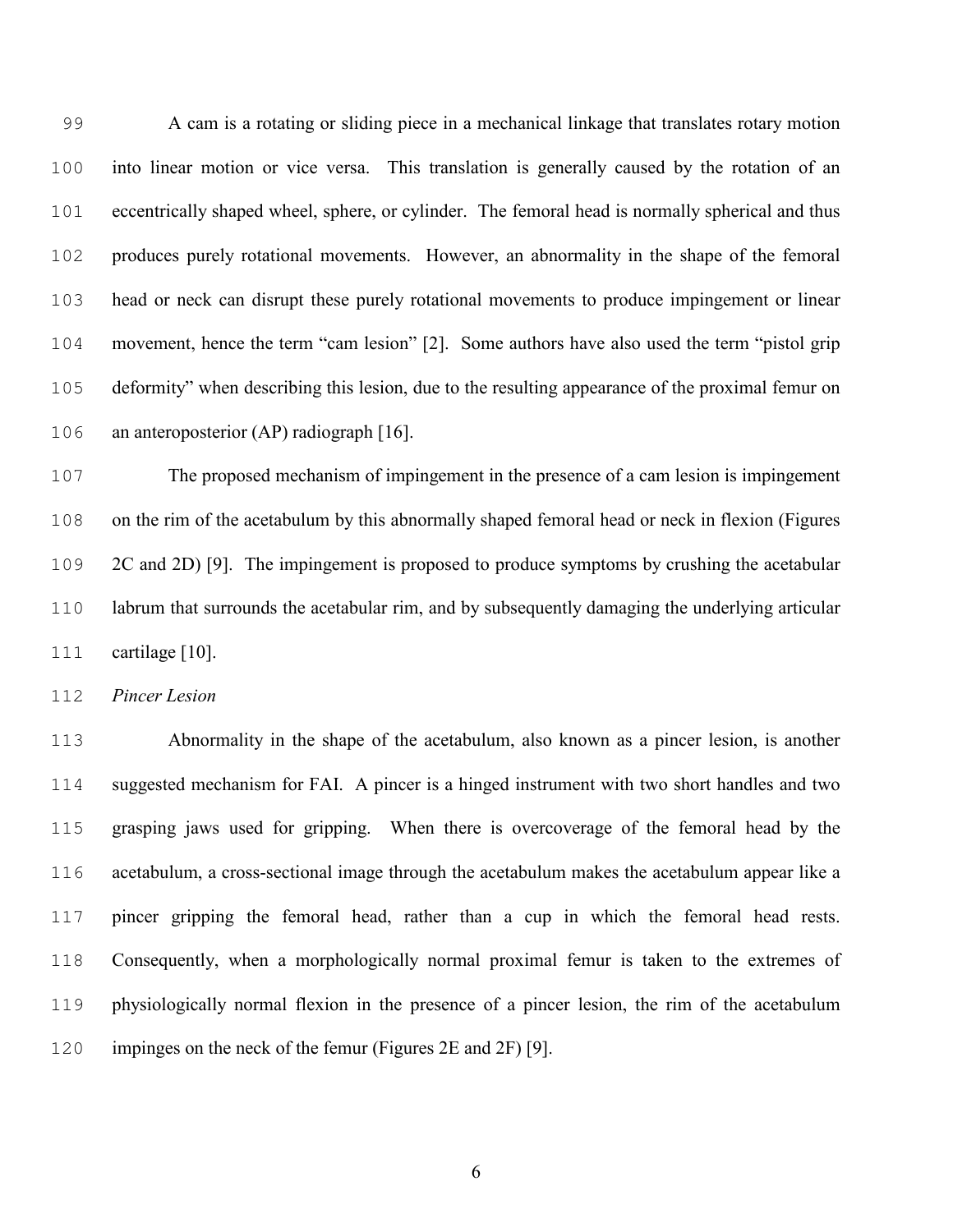A cam is a rotating or sliding piece in a mechanical linkage that translates rotary motion into linear motion or vice versa. This translation is generally caused by the rotation of an eccentrically shaped wheel, sphere, or cylinder. The femoral head is normally spherical and thus produces purely rotational movements. However, an abnormality in the shape of the femoral head or neck can disrupt these purely rotational movements to produce impingement or linear movement, hence the term "cam lesion" [2]. Some authors have also used the term "pistol grip deformity" when describing this lesion, due to the resulting appearance of the proximal femur on an anteroposterior (AP) radiograph [16].

The proposed mechanism of impingement in the presence of a cam lesion is impingement on the rim of the acetabulum by this abnormally shaped femoral head or neck in flexion (Figures 2C and 2D) [9]. The impingement is proposed to produce symptoms by crushing the acetabular labrum that surrounds the acetabular rim, and by subsequently damaging the underlying articular cartilage [10].

*Pincer Lesion*

Abnormality in the shape of the acetabulum, also known as a pincer lesion, is another suggested mechanism for FAI. A pincer is a hinged instrument with two short handles and two grasping jaws used for gripping. When there is overcoverage of the femoral head by the acetabulum, a cross-sectional image through the acetabulum makes the acetabulum appear like a pincer gripping the femoral head, rather than a cup in which the femoral head rests. Consequently, when a morphologically normal proximal femur is taken to the extremes of physiologically normal flexion in the presence of a pincer lesion, the rim of the acetabulum impinges on the neck of the femur (Figures 2E and 2F) [9].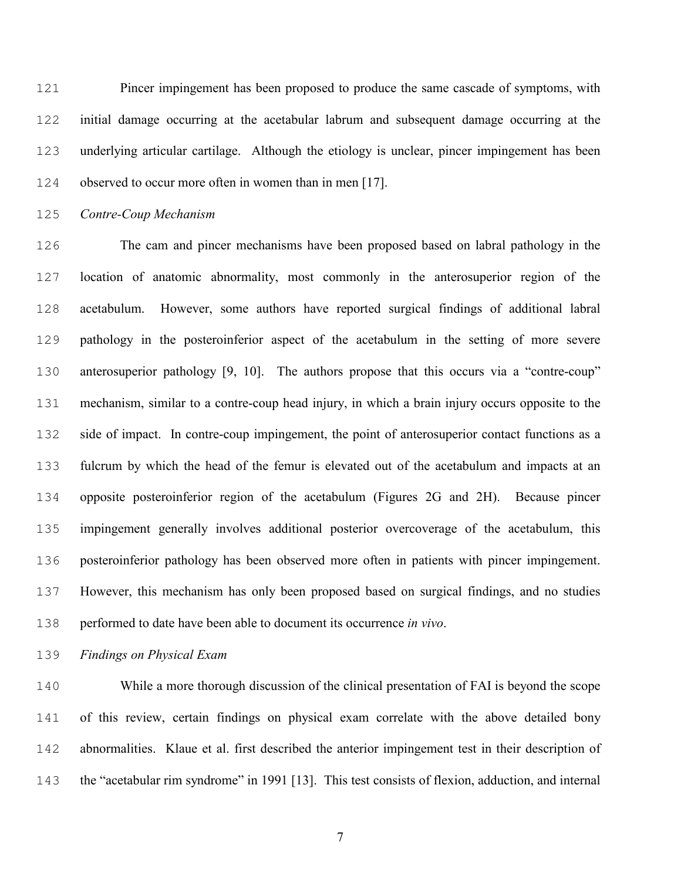Pincer impingement has been proposed to produce the same cascade of symptoms, with initial damage occurring at the acetabular labrum and subsequent damage occurring at the underlying articular cartilage. Although the etiology is unclear, pincer impingement has been observed to occur more often in women than in men [17].

*Contre-Coup Mechanism*

The cam and pincer mechanisms have been proposed based on labral pathology in the location of anatomic abnormality, most commonly in the anterosuperior region of the acetabulum. However, some authors have reported surgical findings of additional labral pathology in the posteroinferior aspect of the acetabulum in the setting of more severe anterosuperior pathology [9, 10]. The authors propose that this occurs via a "contre-coup" mechanism, similar to a contre-coup head injury, in which a brain injury occurs opposite to the side of impact. In contre-coup impingement, the point of anterosuperior contact functions as a fulcrum by which the head of the femur is elevated out of the acetabulum and impacts at an opposite posteroinferior region of the acetabulum (Figures 2G and 2H). Because pincer impingement generally involves additional posterior overcoverage of the acetabulum, this posteroinferior pathology has been observed more often in patients with pincer impingement. However, this mechanism has only been proposed based on surgical findings, and no studies performed to date have been able to document its occurrence *in vivo*.

*Findings on Physical Exam*

While a more thorough discussion of the clinical presentation of FAI is beyond the scope of this review, certain findings on physical exam correlate with the above detailed bony abnormalities. Klaue et al. first described the anterior impingement test in their description of the "acetabular rim syndrome" in 1991 [13]. This test consists of flexion, adduction, and internal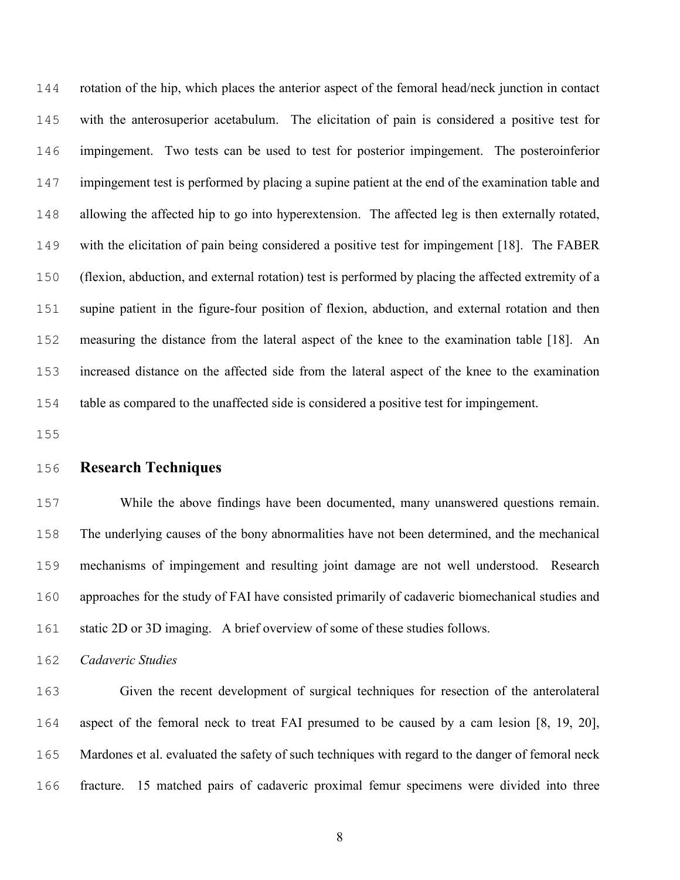rotation of the hip, which places the anterior aspect of the femoral head/neck junction in contact with the anterosuperior acetabulum. The elicitation of pain is considered a positive test for impingement. Two tests can be used to test for posterior impingement. The posteroinferior impingement test is performed by placing a supine patient at the end of the examination table and allowing the affected hip to go into hyperextension. The affected leg is then externally rotated, with the elicitation of pain being considered a positive test for impingement [18]. The FABER (flexion, abduction, and external rotation) test is performed by placing the affected extremity of a supine patient in the figure-four position of flexion, abduction, and external rotation and then measuring the distance from the lateral aspect of the knee to the examination table [18]. An increased distance on the affected side from the lateral aspect of the knee to the examination table as compared to the unaffected side is considered a positive test for impingement.

## Research Techniques

While the above findings have been documented, many unanswered questions remain. The underlying causes of the bony abnormalities have not been determined, and the mechanical mechanisms of impingement and resulting joint damage are not well understood. Research approaches for the study of FAI have consisted primarily of cadaveric biomechanical studies and static 2D or 3D imaging. A brief overview of some of these studies follows.

*Cadaveric Studies*

Given the recent development of surgical techniques for resection of the anterolateral aspect of the femoral neck to treat FAI presumed to be caused by a cam lesion [8, 19, 20], Mardones et al. evaluated the safety of such techniques with regard to the danger of femoral neck fracture. 15 matched pairs of cadaveric proximal femur specimens were divided into three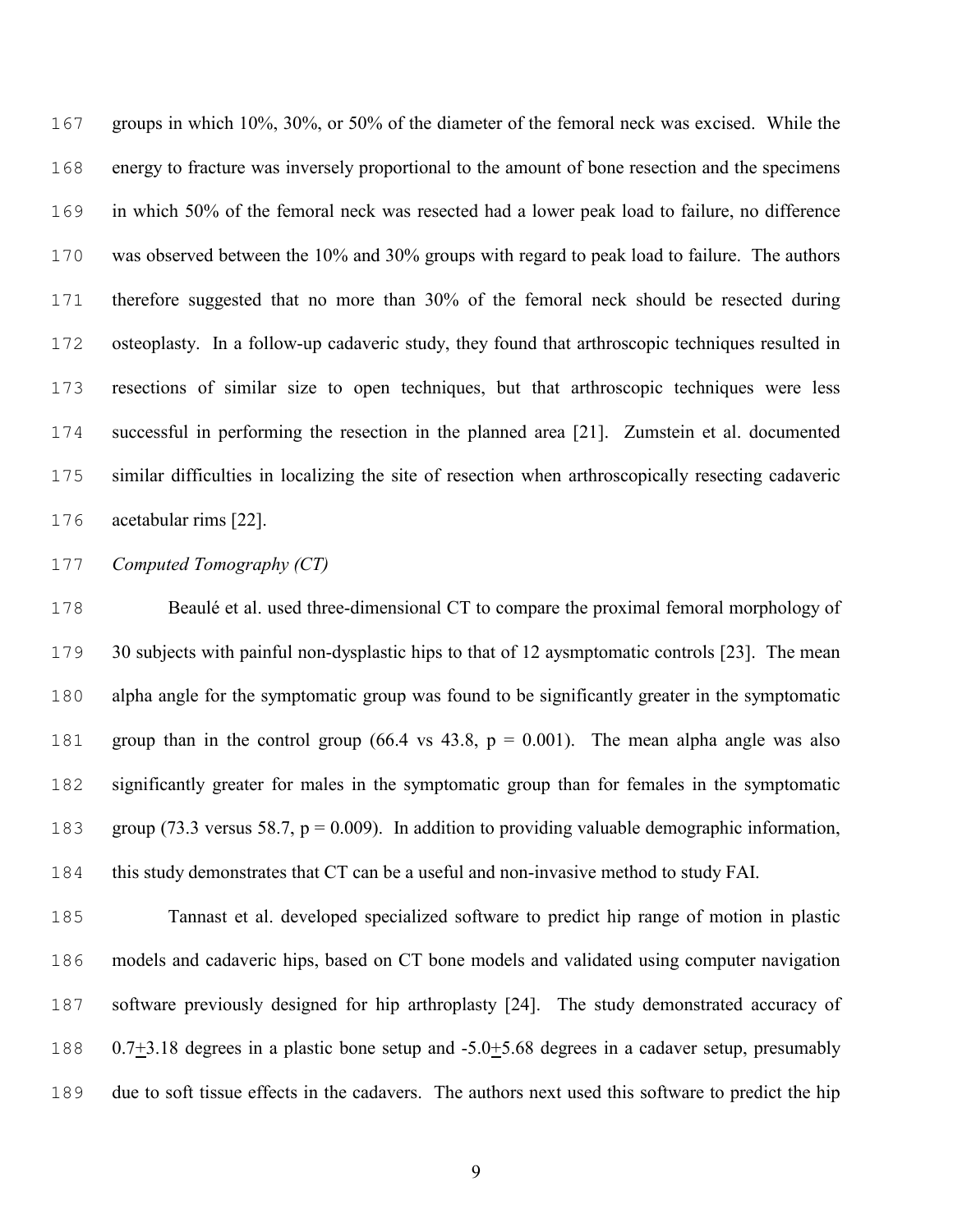groups in which 10%, 30%, or 50% of the diameter of the femoral neck was excised. While the energy to fracture was inversely proportional to the amount of bone resection and the specimens in which 50% of the femoral neck was resected had a lower peak load to failure, no difference was observed between the 10% and 30% groups with regard to peak load to failure. The authors therefore suggested that no more than 30% of the femoral neck should be resected during osteoplasty. In a follow-up cadaveric study, they found that arthroscopic techniques resulted in resections of similar size to open techniques, but that arthroscopic techniques were less successful in performing the resection in the planned area [21]. Zumstein et al. documented similar difficulties in localizing the site of resection when arthroscopically resecting cadaveric acetabular rims [22].

*Computed Tomography (CT)*

Beaulé et al. used three-dimensional CT to compare the proximal femoral morphology of 30 subjects with painful non-dysplastic hips to that of 12 aysmptomatic controls [23]. The mean alpha angle for the symptomatic group was found to be significantly greater in the symptomatic group than in the control group (66.4 vs 43.8, $p = 0.001$). The mean alpha angle was also significantly greater for males in the symptomatic group than for females in the symptomatic group (73.3 versus 58.7, $p = 0.009$). In addition to providing valuable demographic information, this study demonstrates that CT can be a useful and non-invasive method to study FAI.

Tannast et al. developed specialized software to predict hip range of motion in plastic models and cadaveric hips, based on CT bone models and validated using computer navigation software previously designed for hip arthroplasty [24]. The study demonstrated accuracy of $0.7 \pm 3.18$ degrees in a plastic bone setup and $-5.0 \pm 5.68$ degrees in a cadaver setup, presumably due to soft tissue effects in the cadavers. The authors next used this software to predict the hip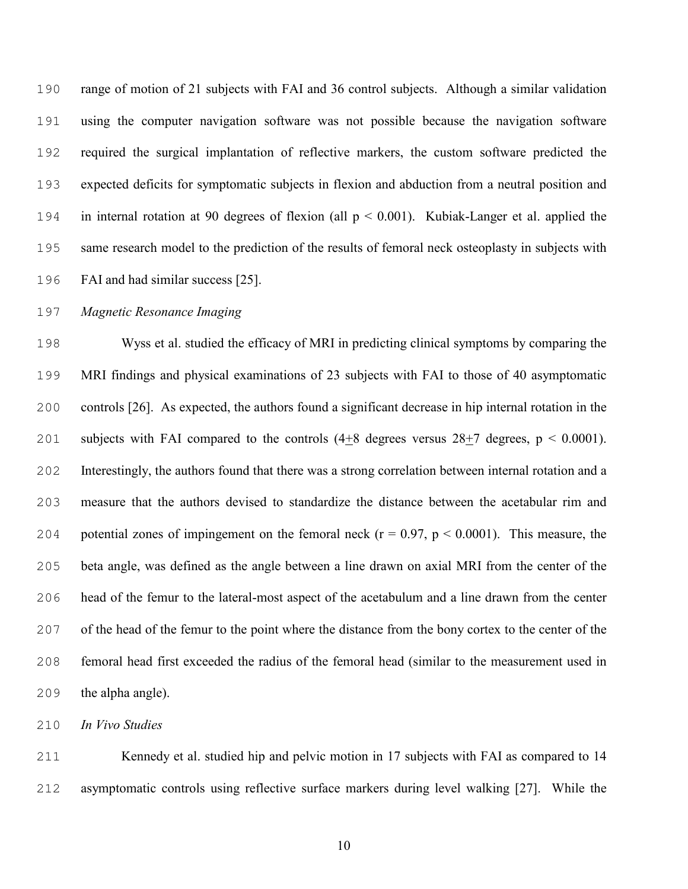range of motion of 21 subjects with FAI and 36 control subjects. Although a similar validation using the computer navigation software was not possible because the navigation software required the surgical implantation of reflective markers, the custom software predicted the expected deficits for symptomatic subjects in flexion and abduction from a neutral position and in internal rotation at 90 degrees of flexion (all $p < 0.001$). Kubiak-Langer et al. applied the same research model to the prediction of the results of femoral neck osteoplasty in subjects with FAI and had similar success [25].

*Magnetic Resonance Imaging*

Wyss et al. studied the efficacy of MRI in predicting clinical symptoms by comparing the MRI findings and physical examinations of 23 subjects with FAI to those of 40 asymptomatic controls [26]. As expected, the authors found a significant decrease in hip internal rotation in the subjects with FAI compared to the controls ($4 \pm 8$ degrees versus $28 \pm 7$ degrees, $p < 0.0001$). Interestingly, the authors found that there was a strong correlation between internal rotation and a measure that the authors devised to standardize the distance between the acetabular rim and potential zones of impingement on the femoral neck ($r = 0.97$, $p < 0.0001$). This measure, the beta angle, was defined as the angle between a line drawn on axial MRI from the center of the head of the femur to the lateral-most aspect of the acetabulum and a line drawn from the center of the head of the femur to the point where the distance from the bony cortex to the center of the femoral head first exceeded the radius of the femoral head (similar to the measurement used in the alpha angle).

*In Vivo Studies*

Kennedy et al. studied hip and pelvic motion in 17 subjects with FAI as compared to 14 asymptomatic controls using reflective surface markers during level walking [27]. While the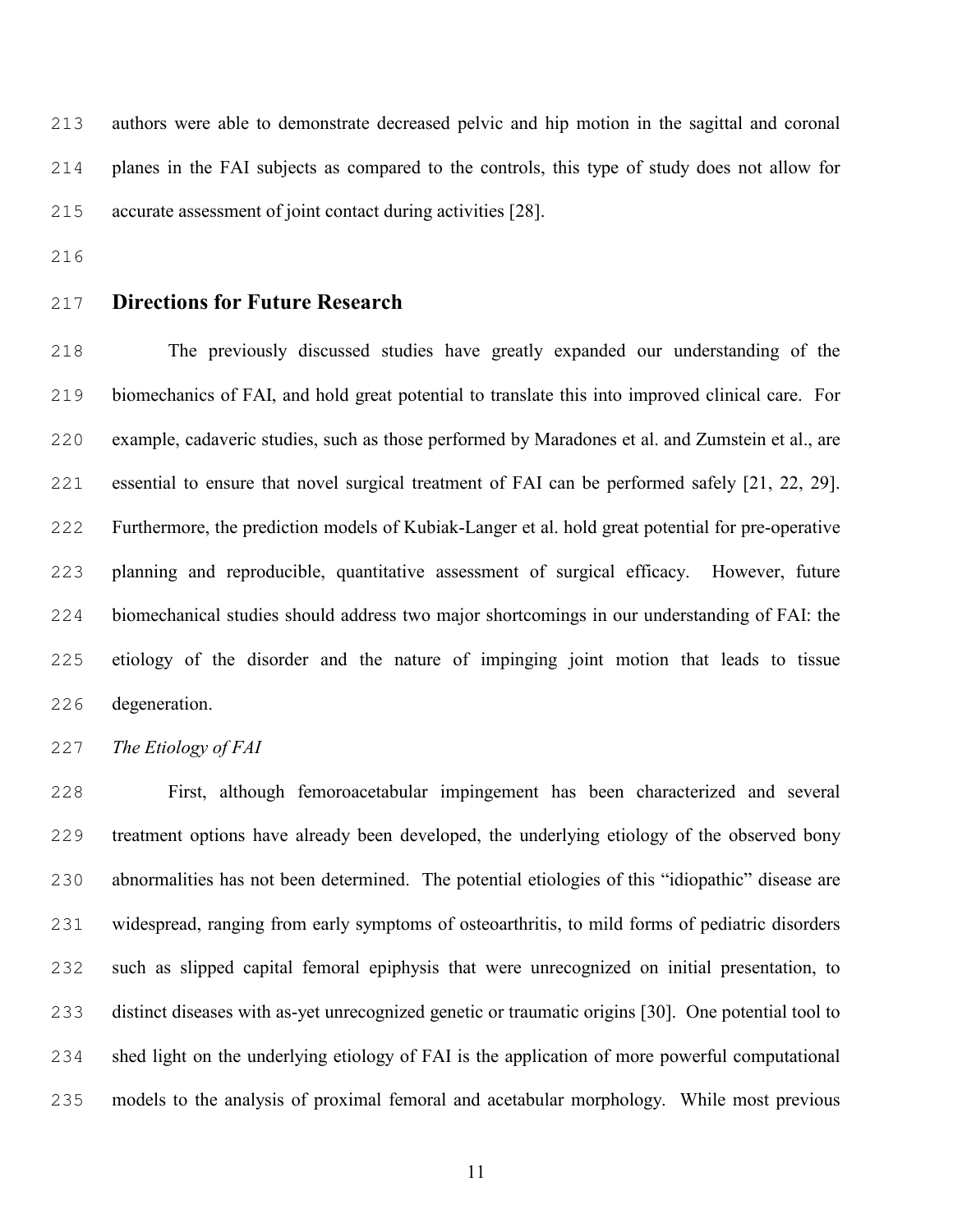authors were able to demonstrate decreased pelvic and hip motion in the sagittal and coronal planes in the FAI subjects as compared to the controls, this type of study does not allow for accurate assessment of joint contact during activities [28].

## Directions for Future Research

The previously discussed studies have greatly expanded our understanding of the biomechanics of FAI, and hold great potential to translate this into improved clinical care. For example, cadaveric studies, such as those performed by Maradones et al. and Zumstein et al., are essential to ensure that novel surgical treatment of FAI can be performed safely [21, 22, 29]. Furthermore, the prediction models of Kubiak-Langer et al. hold great potential for pre-operative planning and reproducible, quantitative assessment of surgical efficacy. However, future biomechanical studies should address two major shortcomings in our understanding of FAI: the etiology of the disorder and the nature of impinging joint motion that leads to tissue degeneration.

*The Etiology of FAI*

First, although femoroacetabular impingement has been characterized and several treatment options have already been developed, the underlying etiology of the observed bony abnormalities has not been determined. The potential etiologies of this "idiopathic" disease are widespread, ranging from early symptoms of osteoarthritis, to mild forms of pediatric disorders such as slipped capital femoral epiphysis that were unrecognized on initial presentation, to distinct diseases with as-yet unrecognized genetic or traumatic origins [30]. One potential tool to shed light on the underlying etiology of FAI is the application of more powerful computational models to the analysis of proximal femoral and acetabular morphology. While most previous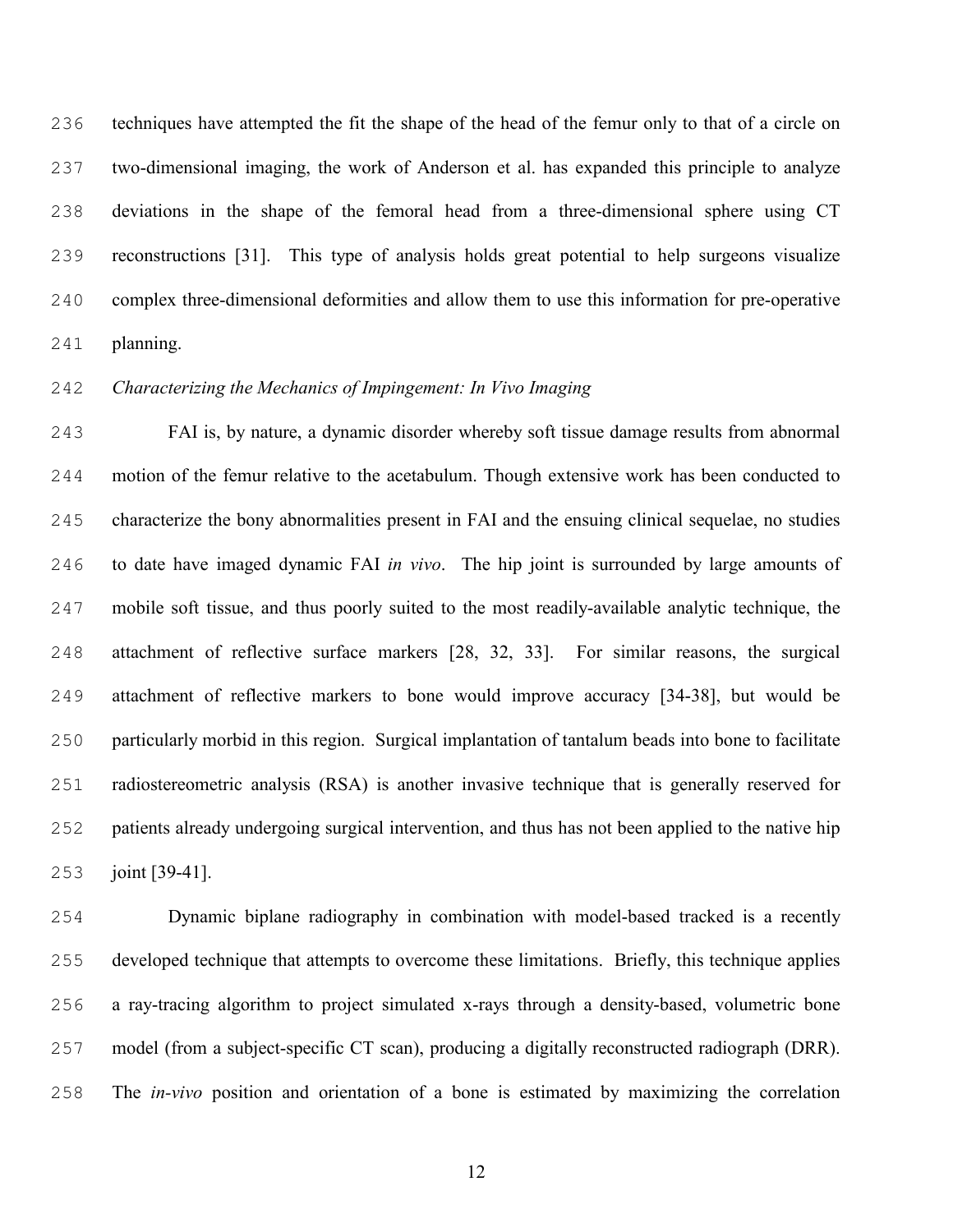techniques have attempted the fit the shape of the head of the femur only to that of a circle on two-dimensional imaging, the work of Anderson et al. has expanded this principle to analyze deviations in the shape of the femoral head from a three-dimensional sphere using CT reconstructions [31]. This type of analysis holds great potential to help surgeons visualize complex three-dimensional deformities and allow them to use this information for pre-operative planning.

### *Characterizing the Mechanics of Impingement: In Vivo Imaging*

FAI is, by nature, a dynamic disorder whereby soft tissue damage results from abnormal motion of the femur relative to the acetabulum. Though extensive work has been conducted to characterize the bony abnormalities present in FAI and the ensuing clinical sequelae, no studies to date have imaged dynamic FAI *in vivo*. The hip joint is surrounded by large amounts of mobile soft tissue, and thus poorly suited to the most readily-available analytic technique, the attachment of reflective surface markers [28, 32, 33]. For similar reasons, the surgical attachment of reflective markers to bone would improve accuracy [34-38], but would be particularly morbid in this region. Surgical implantation of tantalum beads into bone to facilitate radiostereometric analysis (RSA) is another invasive technique that is generally reserved for patients already undergoing surgical intervention, and thus has not been applied to the native hip joint [39-41].

Dynamic biplane radiography in combination with model-based tracked is a recently developed technique that attempts to overcome these limitations. Briefly, this technique applies a ray-tracing algorithm to project simulated x-rays through a density-based, volumetric bone model (from a subject-specific CT scan), producing a digitally reconstructed radiograph (DRR). The *in-vivo* position and orientation of a bone is estimated by maximizing the correlation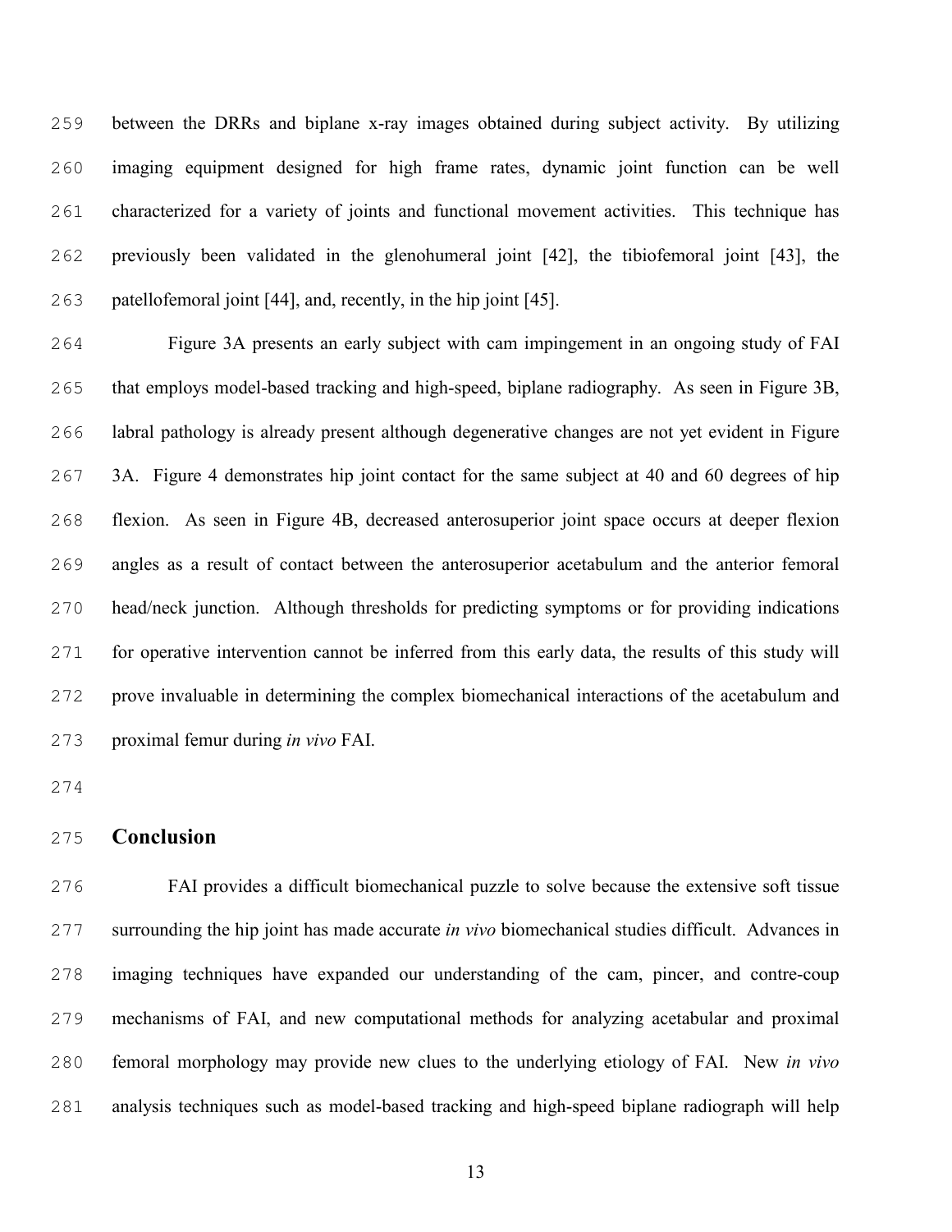between the DRRs and biplane x-ray images obtained during subject activity. By utilizing imaging equipment designed for high frame rates, dynamic joint function can be well characterized for a variety of joints and functional movement activities. This technique has previously been validated in the glenohumeral joint [42], the tibiofemoral joint [43], the patellofemoral joint [44], and, recently, in the hip joint [45].

Figure 3A presents an early subject with cam impingement in an ongoing study of FAI that employs model-based tracking and high-speed, biplane radiography. As seen in Figure 3B, labral pathology is already present although degenerative changes are not yet evident in Figure 3A. Figure 4 demonstrates hip joint contact for the same subject at 40 and 60 degrees of hip flexion. As seen in Figure 4B, decreased anterosuperior joint space occurs at deeper flexion angles as a result of contact between the anterosuperior acetabulum and the anterior femoral head/neck junction. Although thresholds for predicting symptoms or for providing indications for operative intervention cannot be inferred from this early data, the results of this study will prove invaluable in determining the complex biomechanical interactions of the acetabulum and proximal femur during *in vivo* FAI.

## Conclusion

FAI provides a difficult biomechanical puzzle to solve because the extensive soft tissue surrounding the hip joint has made accurate *in vivo* biomechanical studies difficult. Advances in imaging techniques have expanded our understanding of the cam, pincer, and contre-coup mechanisms of FAI, and new computational methods for analyzing acetabular and proximal femoral morphology may provide new clues to the underlying etiology of FAI. New *in vivo* analysis techniques such as model-based tracking and high-speed biplane radiograph will help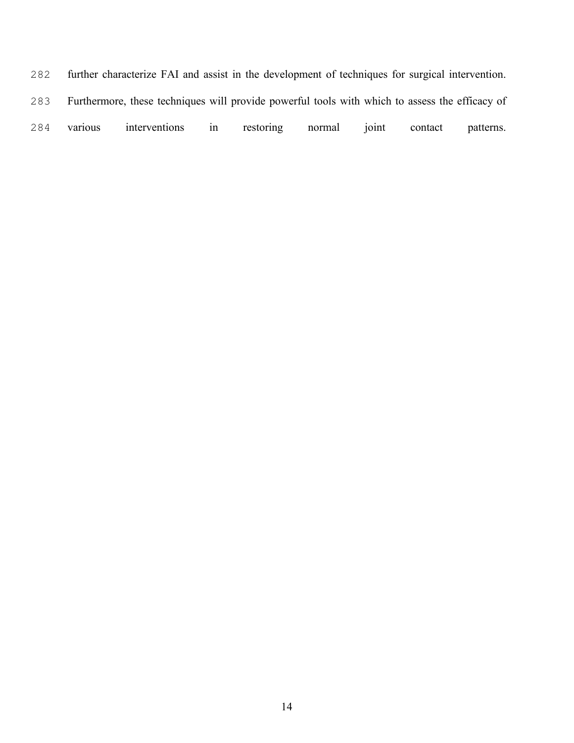further characterize FAI and assist in the development of techniques for surgical intervention. Furthermore, these techniques will provide powerful tools with which to assess the efficacy of various interventions in restoring normal joint contact patterns.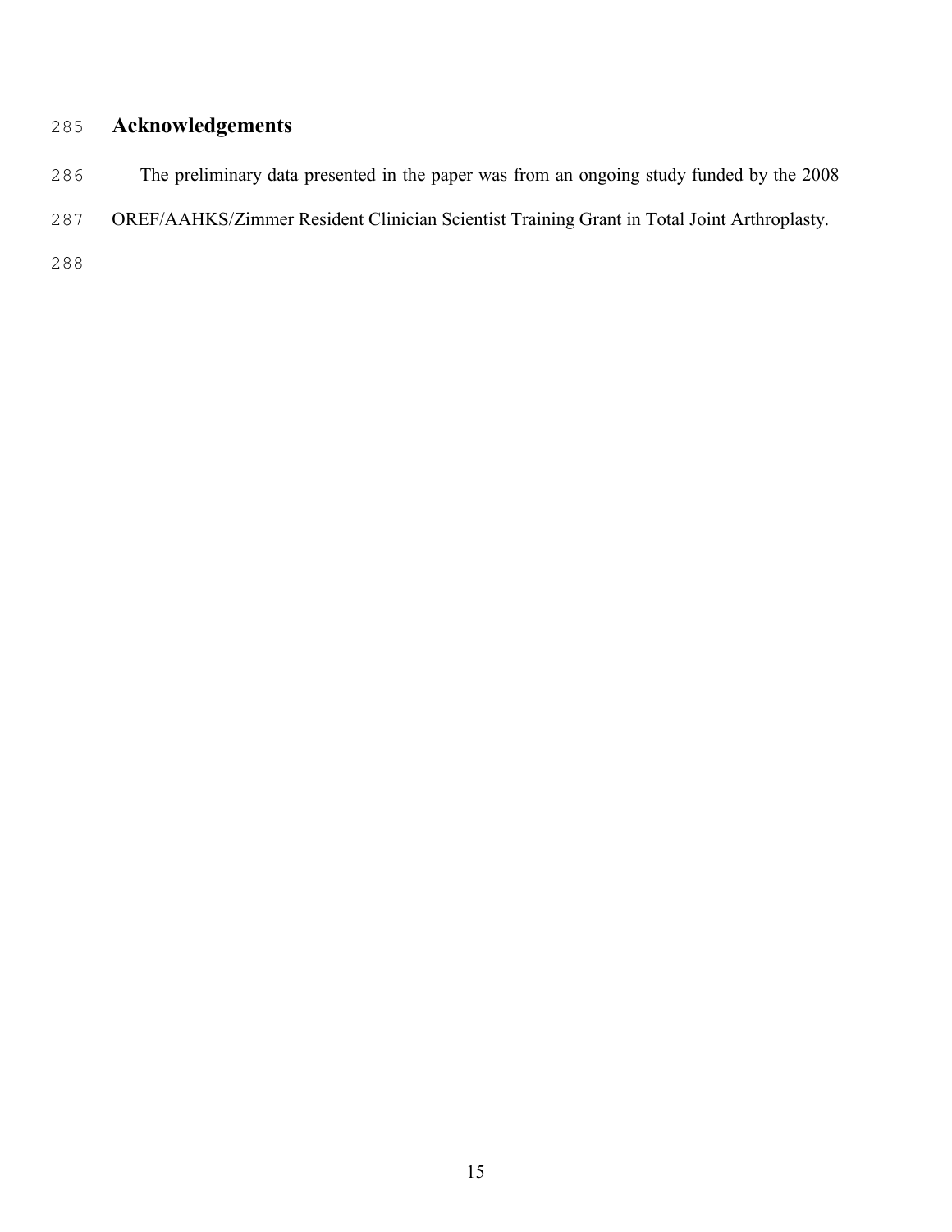## Acknowledgements

The preliminary data presented in the paper was from an ongoing study funded by the 2008 OREF/AAHKS/Zimmer Resident Clinician Scientist Training Grant in Total Joint Arthroplasty.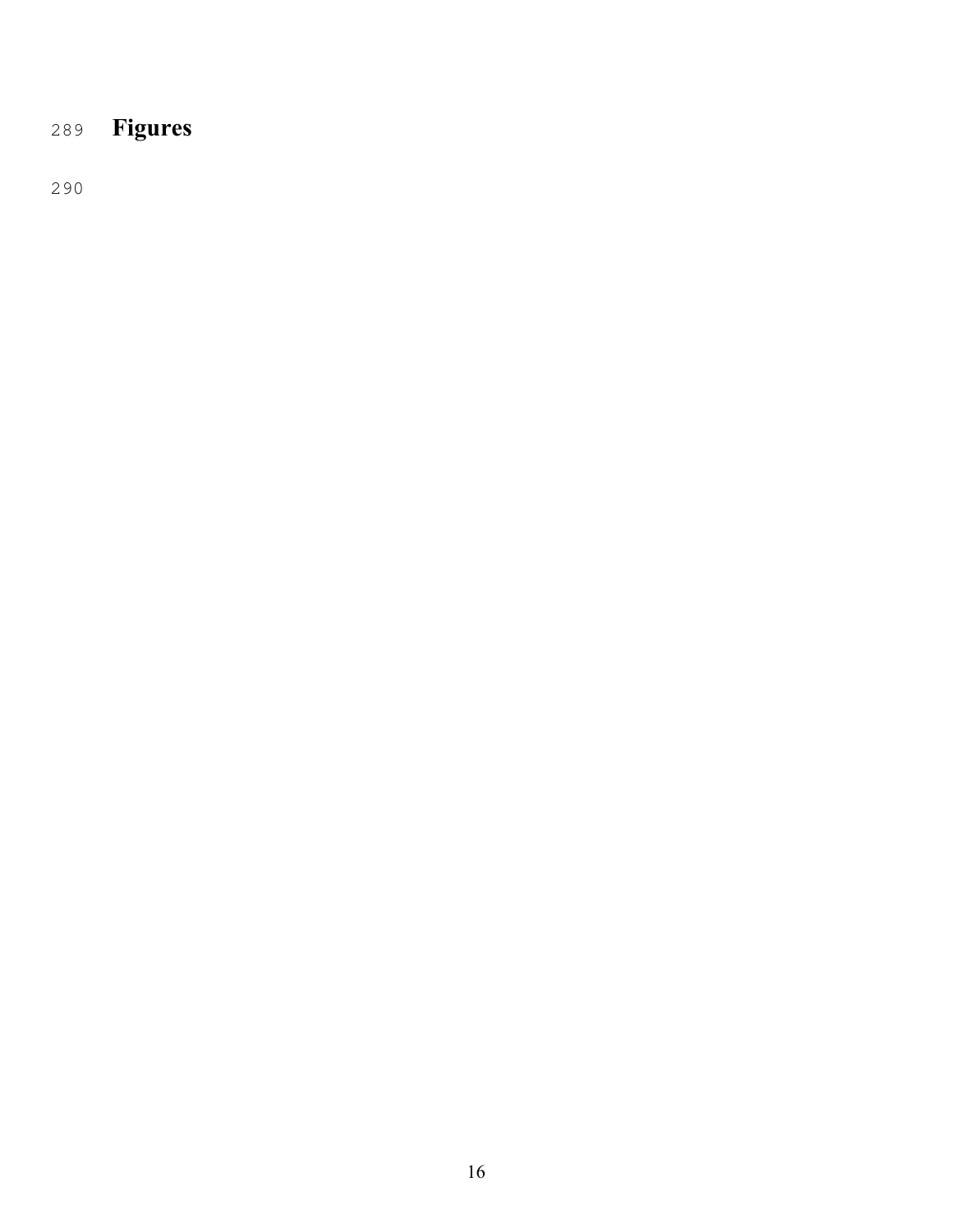# Figures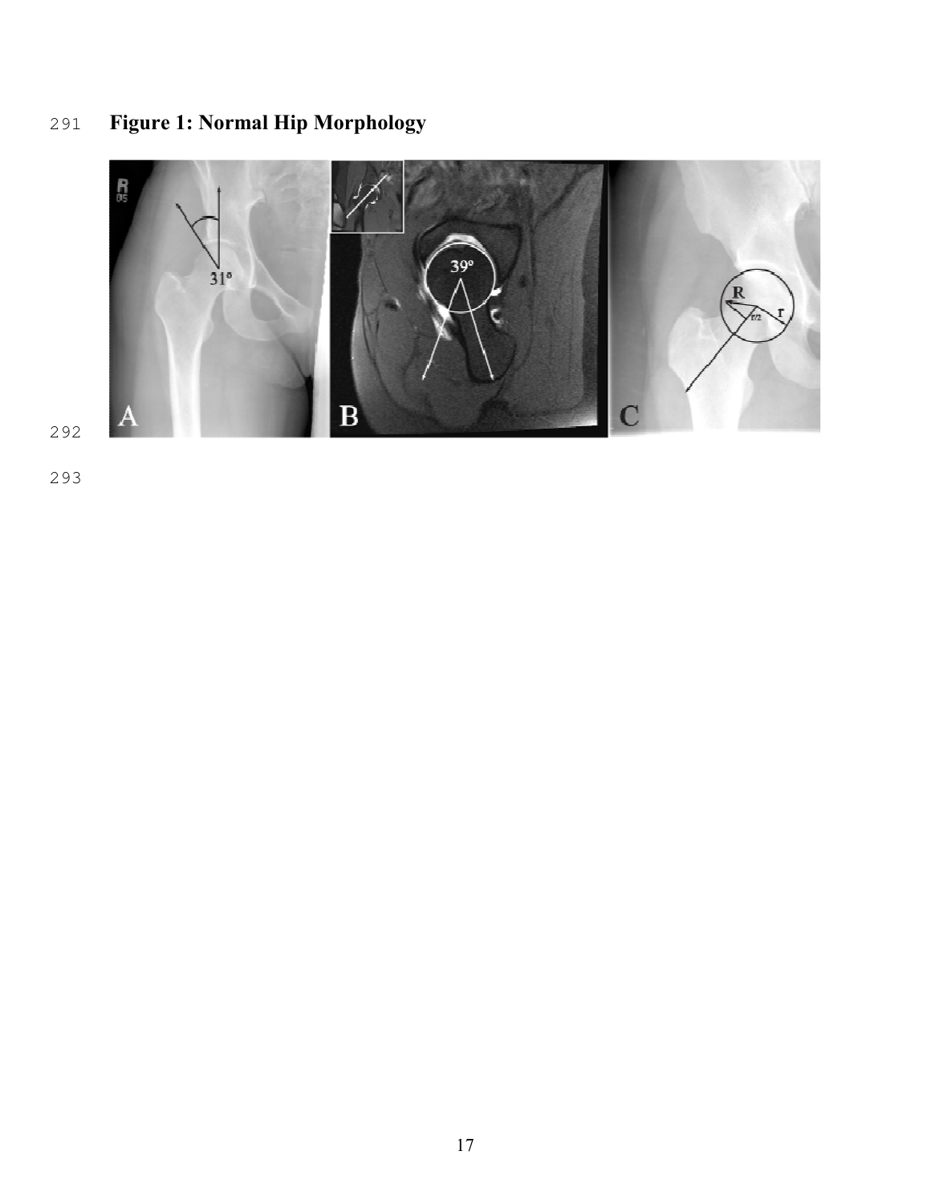**Figure 1: Normal Hip Morphology**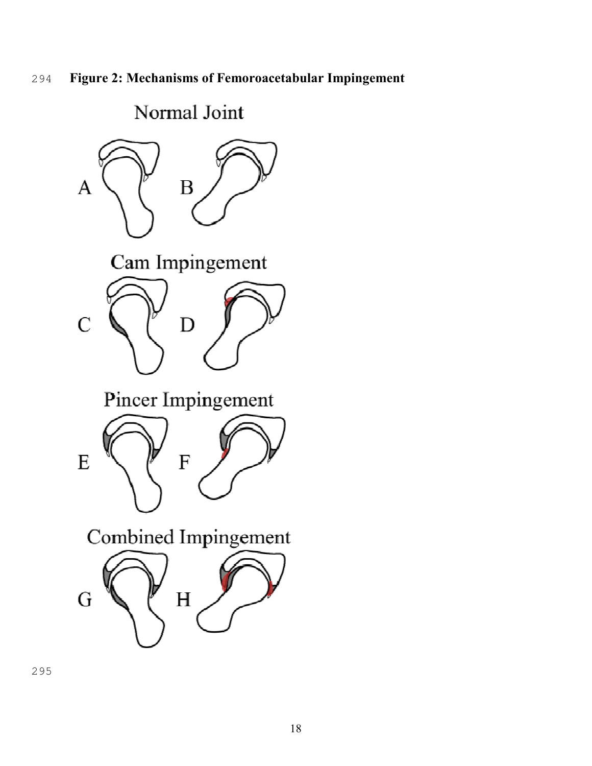**Figure 2: Mechanisms of Femoroacetabular Impingement**

Normal Joint

Cam Impingement

Pincer Impingement

Combined Impingement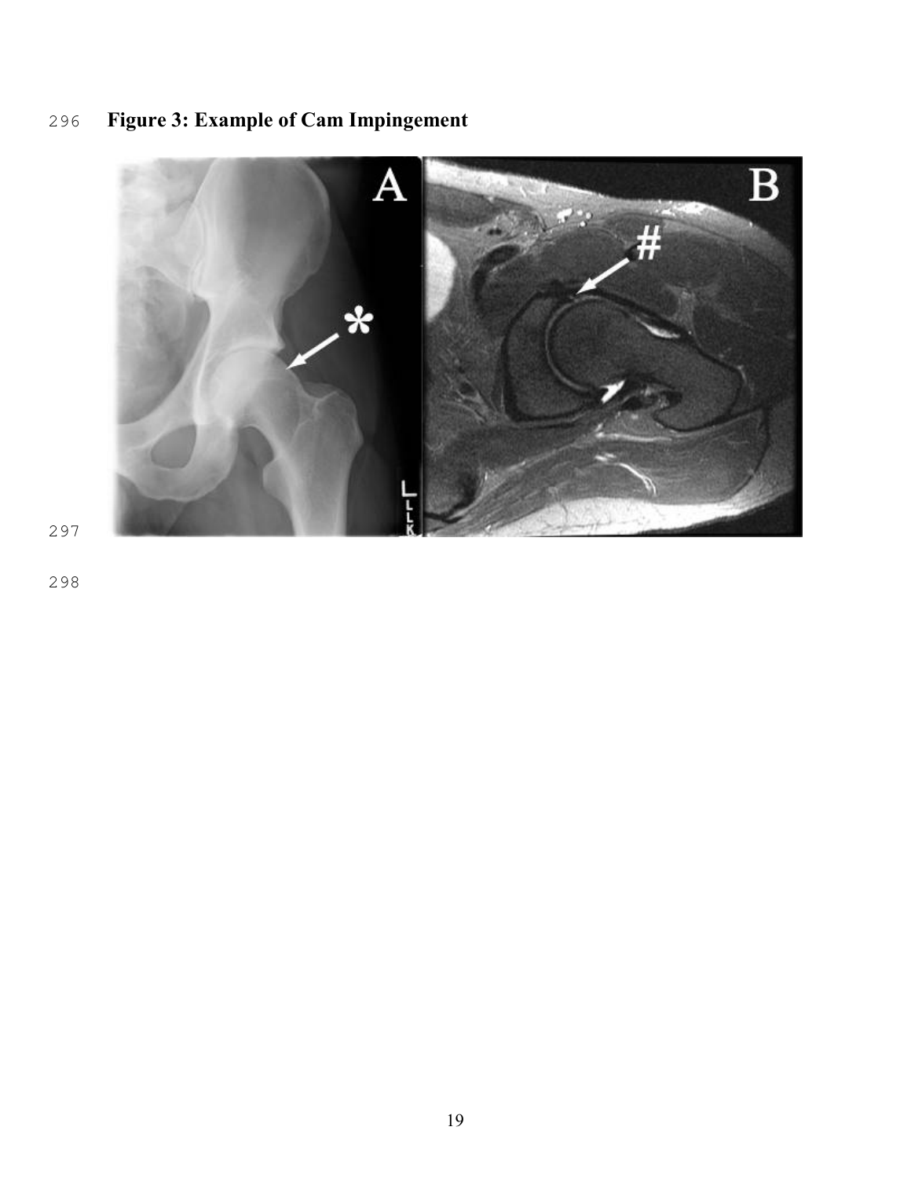**Figure 3: Example of Cam Impingement**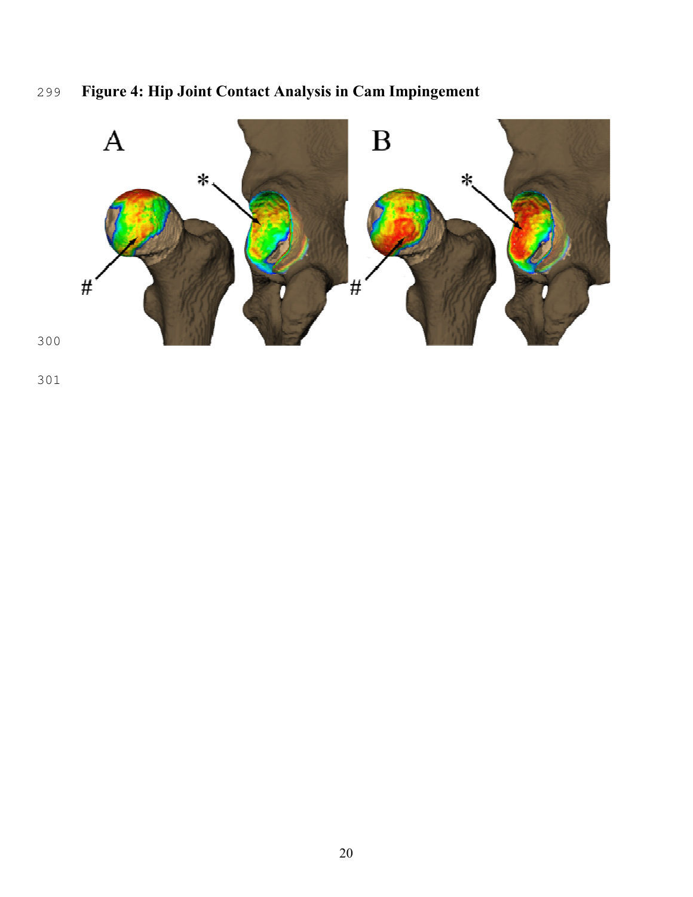**Figure 4: Hip Joint Contact Analysis in Cam Impingement**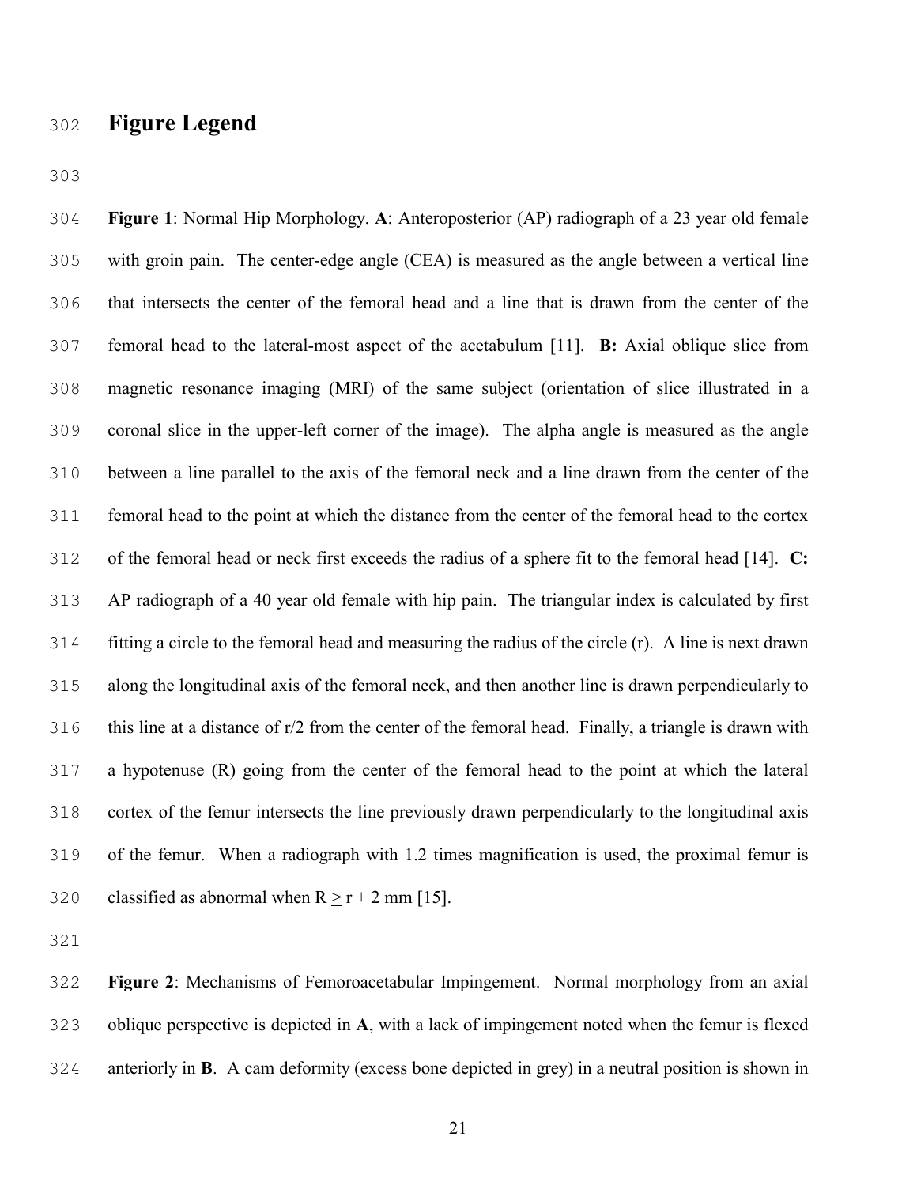# Figure Legend

**Figure 1**: Normal Hip Morphology. **A**: Anteroposterior (AP) radiograph of a 23 year old female with groin pain. The center-edge angle (CEA) is measured as the angle between a vertical line that intersects the center of the femoral head and a line that is drawn from the center of the femoral head to the lateral-most aspect of the acetabulum [11]. **B:** Axial oblique slice from magnetic resonance imaging (MRI) of the same subject (orientation of slice illustrated in a coronal slice in the upper-left corner of the image). The alpha angle is measured as the angle between a line parallel to the axis of the femoral neck and a line drawn from the center of the femoral head to the point at which the distance from the center of the femoral head to the cortex of the femoral head or neck first exceeds the radius of a sphere fit to the femoral head [14]. **C:** AP radiograph of a 40 year old female with hip pain. The triangular index is calculated by first fitting a circle to the femoral head and measuring the radius of the circle (r). A line is next drawn along the longitudinal axis of the femoral neck, and then another line is drawn perpendicularly to this line at a distance of r/2 from the center of the femoral head. Finally, a triangle is drawn with a hypotenuse (R) going from the center of the femoral head to the point at which the lateral cortex of the femur intersects the line previously drawn perpendicularly to the longitudinal axis of the femur. When a radiograph with 1.2 times magnification is used, the proximal femur is classified as abnormal when $R \geq r + 2$ mm [15].

**Figure 2**: Mechanisms of Femoroacetabular Impingement. Normal morphology from an axial oblique perspective is depicted in **A**, with a lack of impingement noted when the femur is flexed anteriorly in **B**. A cam deformity (excess bone depicted in grey) in a neutral position is shown in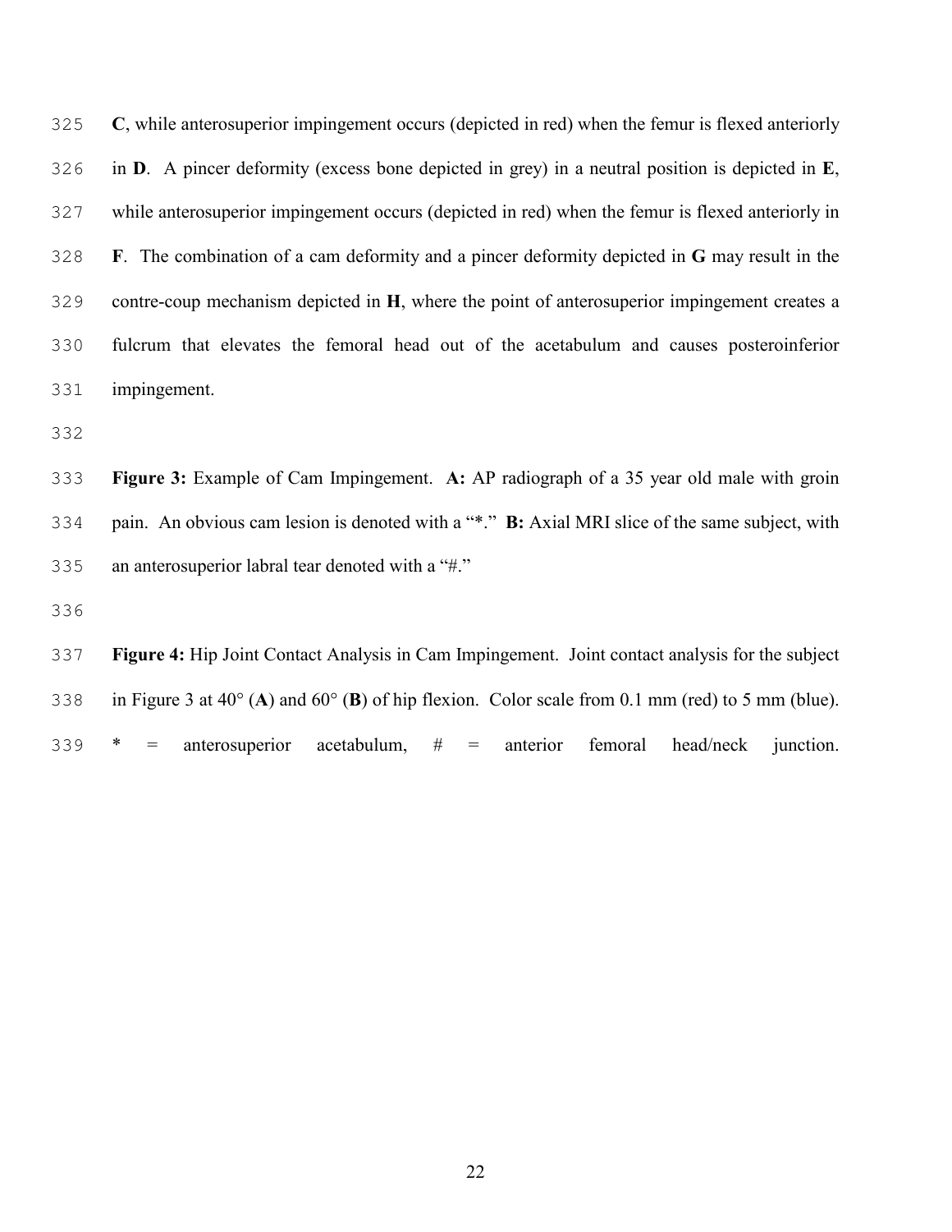**C**, while anterosuperior impingement occurs (depicted in red) when the femur is flexed anteriorly in **D**. A pincer deformity (excess bone depicted in grey) in a neutral position is depicted in **E**, while anterosuperior impingement occurs (depicted in red) when the femur is flexed anteriorly in **F**. The combination of a cam deformity and a pincer deformity depicted in **G** may result in the contre-coup mechanism depicted in **H**, where the point of anterosuperior impingement creates a fulcrum that elevates the femoral head out of the acetabulum and causes posteroinferior impingement.

**Figure 3:** Example of Cam Impingement. **A:** AP radiograph of a 35 year old male with groin pain. An obvious cam lesion is denoted with a "*." **B:** Axial MRI slice of the same subject, with an anterosuperior labral tear denoted with a "#."

**Figure 4:** Hip Joint Contact Analysis in Cam Impingement. Joint contact analysis for the subject in Figure 3 at 40° (**A**) and 60° (**B**) of hip flexion. Color scale from 0.1 mm (red) to 5 mm (blue). * = anterosuperior acetabulum, # = anterior femoral head/neck junction.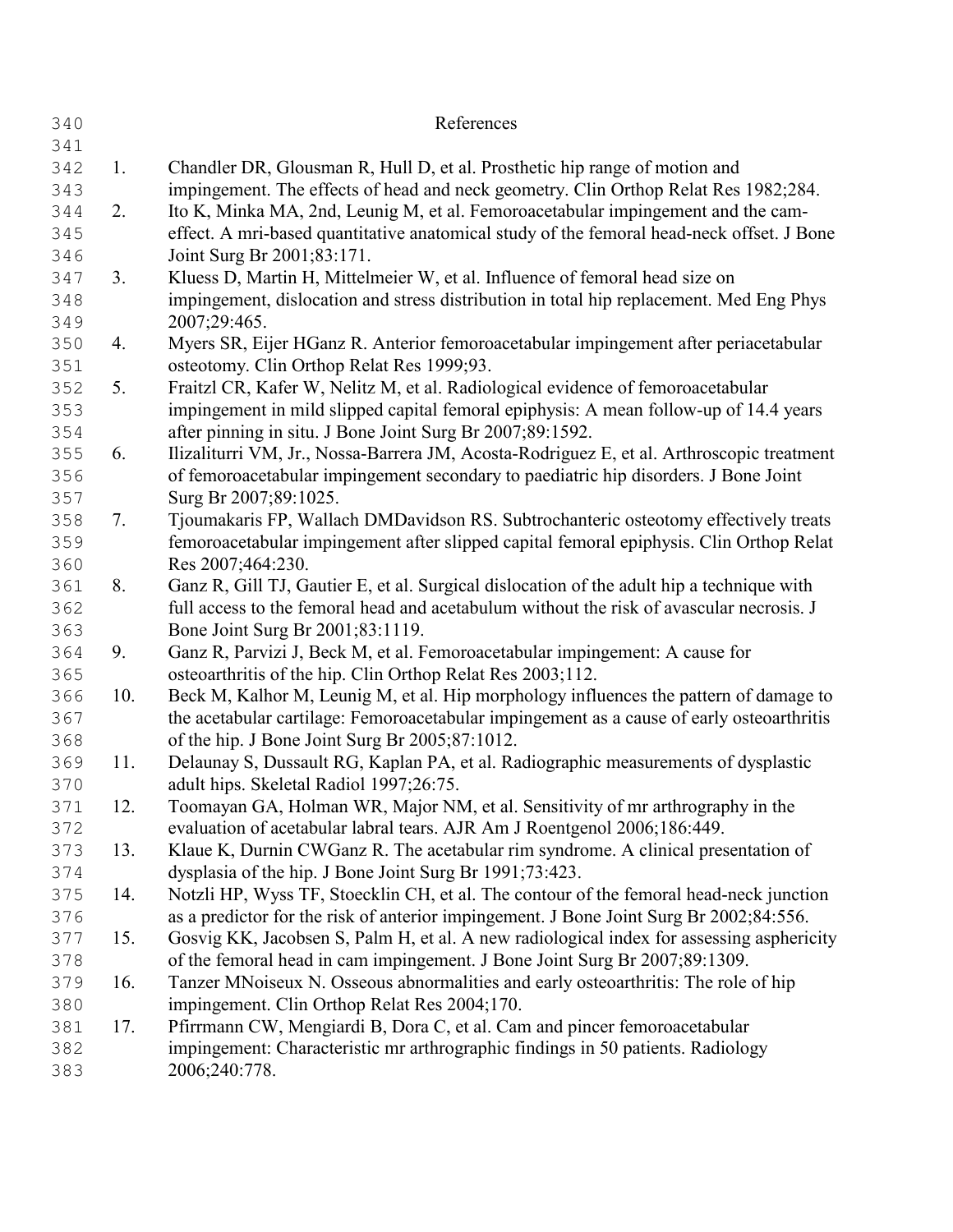# References

1. Chandler DR, Glousman R, Hull D, et al. Prosthetic hip range of motion and impingement. The effects of head and neck geometry. Clin Orthop Relat Res 1982;284.
2. Ito K, Minka MA, 2nd, Leunig M, et al. Femoroacetabular impingement and the cam-effect. A mri-based quantitative anatomical study of the femoral head-neck offset. J Bone Joint Surg Br 2001;83:171.
3. Kluess D, Martin H, Mittelmeier W, et al. Influence of femoral head size on impingement, dislocation and stress distribution in total hip replacement. Med Eng Phys 2007;29:465.
4. Myers SR, Eijer HGanz R. Anterior femoroacetabular impingement after periacetabular osteotomy. Clin Orthop Relat Res 1999;93.
5. Fraitzl CR, Kafer W, Nelitz M, et al. Radiological evidence of femoroacetabular impingement in mild slipped capital femoral epiphysis: A mean follow-up of 14.4 years after pinning in situ. J Bone Joint Surg Br 2007;89:1592.
6. Ilizaliturri VM, Jr., Nossa-Barrera JM, Acosta-Rodriguez E, et al. Arthroscopic treatment of femoroacetabular impingement secondary to paediatric hip disorders. J Bone Joint Surg Br 2007;89:1025.
7. Tjoumakaris FP, Wallach DMDavidson RS. Subtrochanteric osteotomy effectively treats femoroacetabular impingement after slipped capital femoral epiphysis. Clin Orthop Relat Res 2007;464:230.
8. Ganz R, Gill TJ, Gautier E, et al. Surgical dislocation of the adult hip a technique with full access to the femoral head and acetabulum without the risk of avascular necrosis. J Bone Joint Surg Br 2001;83:1119.
9. Ganz R, Parvizi J, Beck M, et al. Femoroacetabular impingement: A cause for osteoarthritis of the hip. Clin Orthop Relat Res 2003;112.
10. Beck M, Kalhor M, Leunig M, et al. Hip morphology influences the pattern of damage to the acetabular cartilage: Femoroacetabular impingement as a cause of early osteoarthritis of the hip. J Bone Joint Surg Br 2005;87:1012.
11. Delaunay S, Dussault RG, Kaplan PA, et al. Radiographic measurements of dysplastic adult hips. Skeletal Radiol 1997;26:75.
12. Toomayan GA, Holman WR, Major NM, et al. Sensitivity of mr arthrography in the evaluation of acetabular labral tears. AJR Am J Roentgenol 2006;186:449.
13. Klaue K, Durnin CWGanz R. The acetabular rim syndrome. A clinical presentation of dysplasia of the hip. J Bone Joint Surg Br 1991;73:423.
14. Notzli HP, Wyss TF, Stoecklin CH, et al. The contour of the femoral head-neck junction as a predictor for the risk of anterior impingement. J Bone Joint Surg Br 2002;84:556.
15. Gosvig KK, Jacobsen S, Palm H, et al. A new radiological index for assessing asphericity of the femoral head in cam impingement. J Bone Joint Surg Br 2007;89:1309.
16. Tanzer MNoiseux N. Osseous abnormalities and early osteoarthritis: The role of hip impingement. Clin Orthop Relat Res 2004;170.
17. Pfirrmann CW, Mengiardi B, Dora C, et al. Cam and pincer femoroacetabular impingement: Characteristic mr arthrographic findings in 50 patients. Radiology 2006;240:778.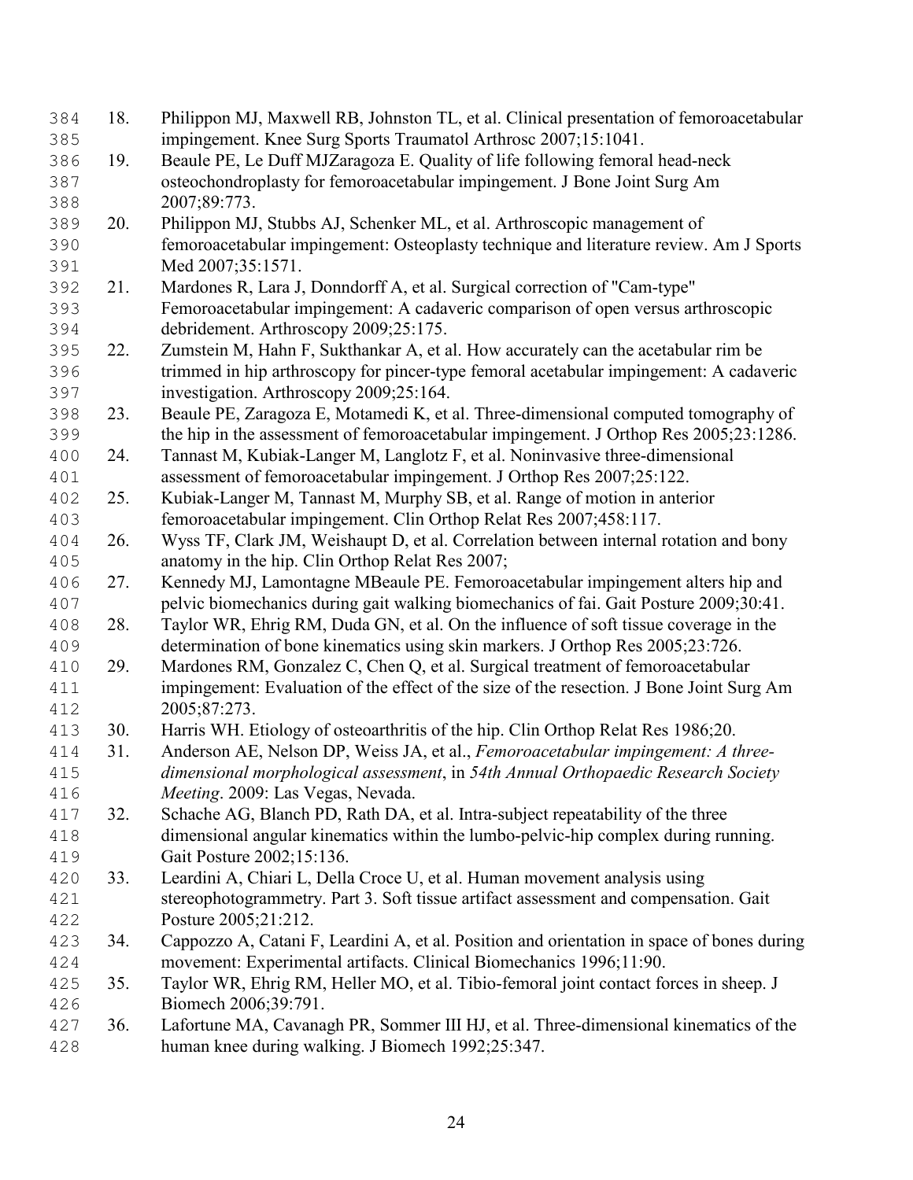18. Philippon MJ, Maxwell RB, Johnston TL, et al. Clinical presentation of femoroacetabular impingement. Knee Surg Sports Traumatol Arthrosc 2007;15:1041.
19. Beaule PE, Le Duff MJZaragoza E. Quality of life following femoral head-neck osteochondroplasty for femoroacetabular impingement. J Bone Joint Surg Am 2007;89:773.
20. Philippon MJ, Stubbs AJ, Schenker ML, et al. Arthroscopic management of femoroacetabular impingement: Osteoplasty technique and literature review. Am J Sports Med 2007;35:1571.
21. Mardones R, Lara J, Donndorff A, et al. Surgical correction of "Cam-type" Femoroacetabular impingement: A cadaveric comparison of open versus arthroscopic debridement. Arthroscopy 2009;25:175.
22. Zumstein M, Hahn F, Sukthankar A, et al. How accurately can the acetabular rim be trimmed in hip arthroscopy for pincer-type femoral acetabular impingement: A cadaveric investigation. Arthroscopy 2009;25:164.
23. Beaule PE, Zaragoza E, Motamedi K, et al. Three-dimensional computed tomography of the hip in the assessment of femoroacetabular impingement. J Orthop Res 2005;23:1286.
24. Tannast M, Kubiak-Langer M, Langlotz F, et al. Noninvasive three-dimensional assessment of femoroacetabular impingement. J Orthop Res 2007;25:122.
25. Kubiak-Langer M, Tannast M, Murphy SB, et al. Range of motion in anterior femoroacetabular impingement. Clin Orthop Relat Res 2007;458:117.
26. Wyss TF, Clark JM, Weishaupt D, et al. Correlation between internal rotation and bony anatomy in the hip. Clin Orthop Relat Res 2007;
27. Kennedy MJ, Lamontagne MBeaule PE. Femoroacetabular impingement alters hip and pelvic biomechanics during gait walking biomechanics of fai. Gait Posture 2009;30:41.
28. Taylor WR, Ehrig RM, Duda GN, et al. On the influence of soft tissue coverage in the determination of bone kinematics using skin markers. J Orthop Res 2005;23:726.
29. Mardones RM, Gonzalez C, Chen Q, et al. Surgical treatment of femoroacetabular impingement: Evaluation of the effect of the size of the resection. J Bone Joint Surg Am 2005;87:273.
30. Harris WH. Etiology of osteoarthritis of the hip. Clin Orthop Relat Res 1986;20.
31. Anderson AE, Nelson DP, Weiss JA, et al., *Femoroacetabular impingement: A three-dimensional morphological assessment*, in *54th Annual Orthopaedic Research Society Meeting*. 2009: Las Vegas, Nevada.
32. Schache AG, Blanch PD, Rath DA, et al. Intra-subject repeatability of the three dimensional angular kinematics within the lumbo-pelvic-hip complex during running. Gait Posture 2002;15:136.
33. Leardini A, Chiari L, Della Croce U, et al. Human movement analysis using stereophotogrammetry. Part 3. Soft tissue artifact assessment and compensation. Gait Posture 2005;21:212.
34. Cappozzo A, Catani F, Leardini A, et al. Position and orientation in space of bones during movement: Experimental artifacts. Clinical Biomechanics 1996;11:90.
35. Taylor WR, Ehrig RM, Heller MO, et al. Tibio-femoral joint contact forces in sheep. J Biomech 2006;39:791.
36. Lafortune MA, Cavanagh PR, Sommer III HJ, et al. Three-dimensional kinematics of the human knee during walking. J Biomech 1992;25:347.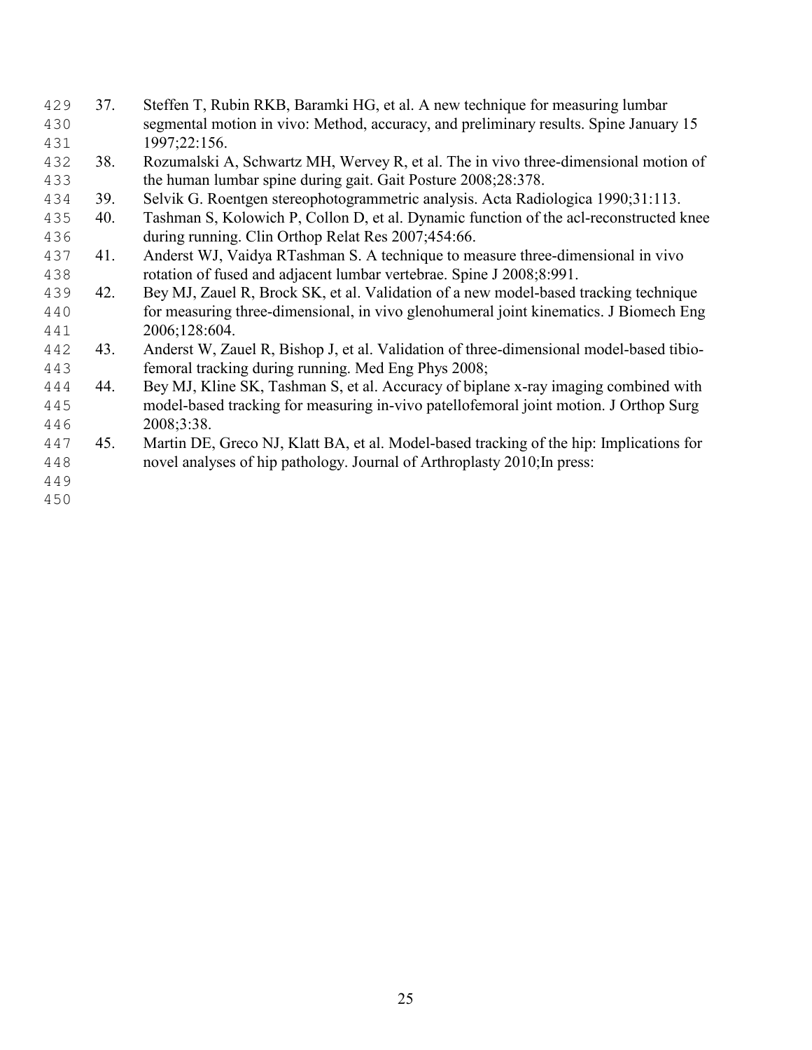37. Steffen T, Rubin RKB, Baramki HG, et al. A new technique for measuring lumbar segmental motion in vivo: Method, accuracy, and preliminary results. Spine January 15 1997;22:156.
38. Rozumalski A, Schwartz MH, Wervey R, et al. The in vivo three-dimensional motion of the human lumbar spine during gait. Gait Posture 2008;28:378.
39. Selvik G. Roentgen stereophotogrammetric analysis. Acta Radiologica 1990;31:113.
40. Tashman S, Kolowich P, Collon D, et al. Dynamic function of the acl-reconstructed knee during running. Clin Orthop Relat Res 2007;454:66.
41. Anderst WJ, Vaidya RTashman S. A technique to measure three-dimensional in vivo rotation of fused and adjacent lumbar vertebrae. Spine J 2008;8:991.
42. Bey MJ, Zauel R, Brock SK, et al. Validation of a new model-based tracking technique for measuring three-dimensional, in vivo glenohumeral joint kinematics. J Biomech Eng 2006;128:604.
43. Anderst W, Zauel R, Bishop J, et al. Validation of three-dimensional model-based tibio-femoral tracking during running. Med Eng Phys 2008;
44. Bey MJ, Kline SK, Tashman S, et al. Accuracy of biplane x-ray imaging combined with model-based tracking for measuring in-vivo patellofemoral joint motion. J Orthop Surg 2008;3:38.
45. Martin DE, Greco NJ, Klatt BA, et al. Model-based tracking of the hip: Implications for novel analyses of hip pathology. Journal of Arthroplasty 2010;In press: